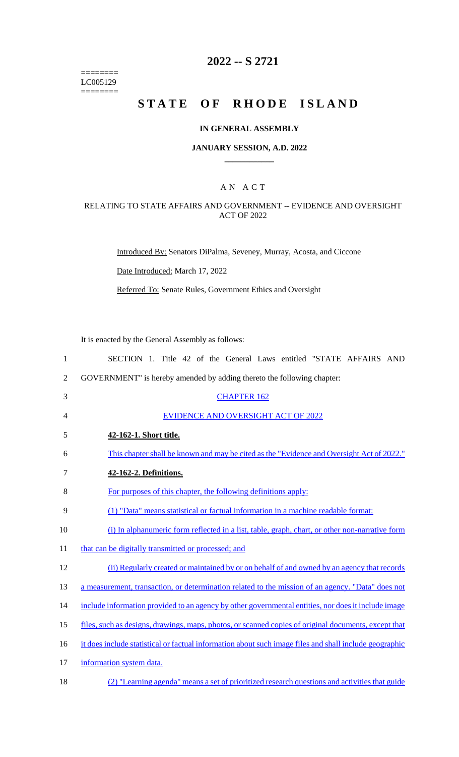========
LC005129
========

# 2022 -- S 2721

# STATE OF RHODE ISLAND

## IN GENERAL ASSEMBLY

### JANUARY SESSION, A.D. 2022

### A N A C T

RELATING TO STATE AFFAIRS AND GOVERNMENT -- EVIDENCE AND OVERSIGHT ACT OF 2022

Introduced By: Senators DiPalma, Seveney, Murray, Acosta, and Ciccone

Date Introduced: March 17, 2022

Referred To: Senate Rules, Government Ethics and Oversight

It is enacted by the General Assembly as follows:

1 SECTION 1. Title 42 of the General Laws entitled "STATE AFFAIRS AND
2 GOVERNMENT" is hereby amended by adding thereto the following chapter:

3 CHAPTER 162

4 EVIDENCE AND OVERSIGHT ACT OF 2022

5 **42-162-1. Short title.**

6 This chapter shall be known and may be cited as the "Evidence and Oversight Act of 2022."

7 **42-162-2. Definitions.**

8 For purposes of this chapter, the following definitions apply:

9 (1) "Data" means statistical or factual information in a machine readable format:

10 (i) In alphanumeric form reflected in a list, table, graph, chart, or other non-narrative form
11 that can be digitally transmitted or processed; and

12 (ii) Regularly created or maintained by or on behalf of and owned by an agency that records
13 a measurement, transaction, or determination related to the mission of an agency. "Data" does not
14 include information provided to an agency by other governmental entities, nor does it include image
15 files, such as designs, drawings, maps, photos, or scanned copies of original documents, except that
16 it does include statistical or factual information about such image files and shall include geographic
17 information system data.

18 (2) "Learning agenda" means a set of prioritized research questions and activities that guide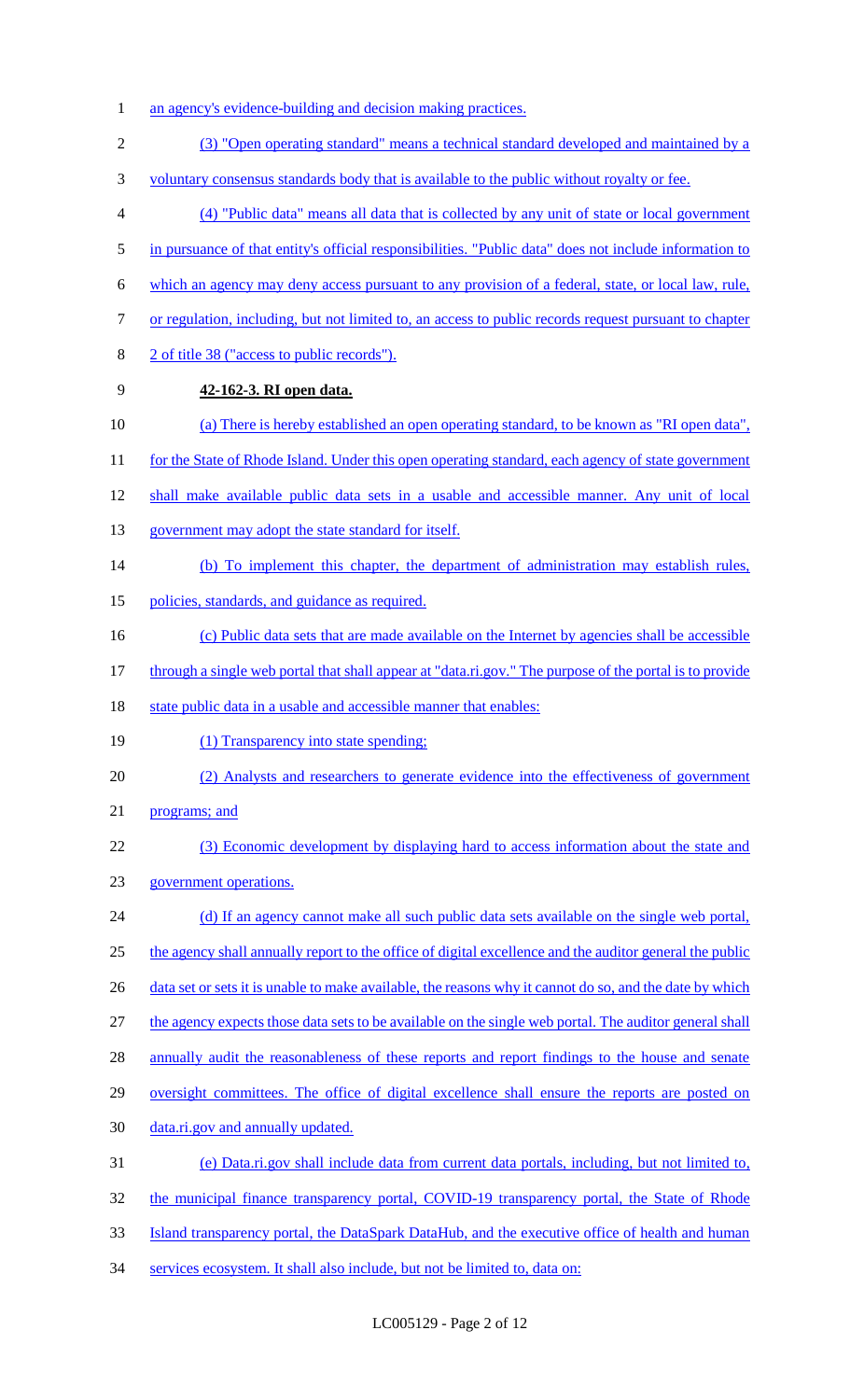an agency's evidence-building and decision making practices.

(3) "Open operating standard" means a technical standard developed and maintained by a voluntary consensus standards body that is available to the public without royalty or fee.

(4) "Public data" means all data that is collected by any unit of state or local government in pursuance of that entity's official responsibilities. "Public data" does not include information to which an agency may deny access pursuant to any provision of a federal, state, or local law, rule, or regulation, including, but not limited to, an access to public records request pursuant to chapter 2 of title 38 ("access to public records").

**42-162-3. RI open data.**

(a) There is hereby established an open operating standard, to be known as "RI open data", for the State of Rhode Island. Under this open operating standard, each agency of state government shall make available public data sets in a usable and accessible manner. Any unit of local government may adopt the state standard for itself.

(b) To implement this chapter, the department of administration may establish rules, policies, standards, and guidance as required.

(c) Public data sets that are made available on the Internet by agencies shall be accessible through a single web portal that shall appear at "data.ri.gov." The purpose of the portal is to provide state public data in a usable and accessible manner that enables:

(1) Transparency into state spending;

(2) Analysts and researchers to generate evidence into the effectiveness of government programs; and

(3) Economic development by displaying hard to access information about the state and government operations.

(d) If an agency cannot make all such public data sets available on the single web portal, the agency shall annually report to the office of digital excellence and the auditor general the public data set or sets it is unable to make available, the reasons why it cannot do so, and the date by which the agency expects those data sets to be available on the single web portal. The auditor general shall annually audit the reasonableness of these reports and report findings to the house and senate oversight committees. The office of digital excellence shall ensure the reports are posted on data.ri.gov and annually updated.

(e) Data.ri.gov shall include data from current data portals, including, but not limited to, the municipal finance transparency portal, COVID-19 transparency portal, the State of Rhode Island transparency portal, the DataSpark DataHub, and the executive office of health and human services ecosystem. It shall also include, but not be limited to, data on: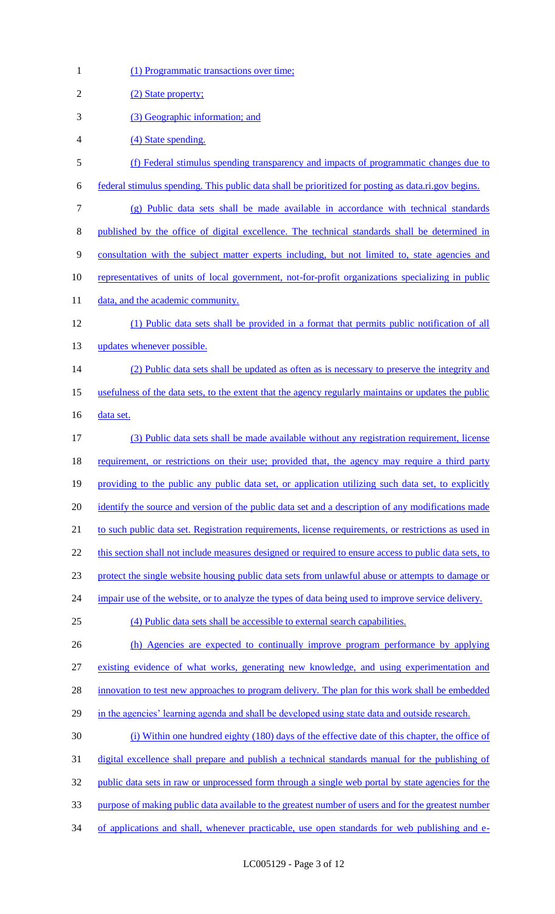(1) Programmatic transactions over time;

(2) State property;

(3) Geographic information; and

(4) State spending.

(f) Federal stimulus spending transparency and impacts of programmatic changes due to federal stimulus spending. This public data shall be prioritized for posting as data.ri.gov begins.

(g) Public data sets shall be made available in accordance with technical standards published by the office of digital excellence. The technical standards shall be determined in consultation with the subject matter experts including, but not limited to, state agencies and representatives of units of local government, not-for-profit organizations specializing in public data, and the academic community.

(1) Public data sets shall be provided in a format that permits public notification of all updates whenever possible.

(2) Public data sets shall be updated as often as is necessary to preserve the integrity and usefulness of the data sets, to the extent that the agency regularly maintains or updates the public data set.

(3) Public data sets shall be made available without any registration requirement, license requirement, or restrictions on their use; provided that, the agency may require a third party providing to the public any public data set, or application utilizing such data set, to explicitly identify the source and version of the public data set and a description of any modifications made to such public data set. Registration requirements, license requirements, or restrictions as used in this section shall not include measures designed or required to ensure access to public data sets, to protect the single website housing public data sets from unlawful abuse or attempts to damage or impair use of the website, or to analyze the types of data being used to improve service delivery.

(4) Public data sets shall be accessible to external search capabilities.

(h) Agencies are expected to continually improve program performance by applying existing evidence of what works, generating new knowledge, and using experimentation and innovation to test new approaches to program delivery. The plan for this work shall be embedded in the agencies' learning agenda and shall be developed using state data and outside research.

(i) Within one hundred eighty (180) days of the effective date of this chapter, the office of digital excellence shall prepare and publish a technical standards manual for the publishing of public data sets in raw or unprocessed form through a single web portal by state agencies for the purpose of making public data available to the greatest number of users and for the greatest number of applications and shall, whenever practicable, use open standards for web publishing and e-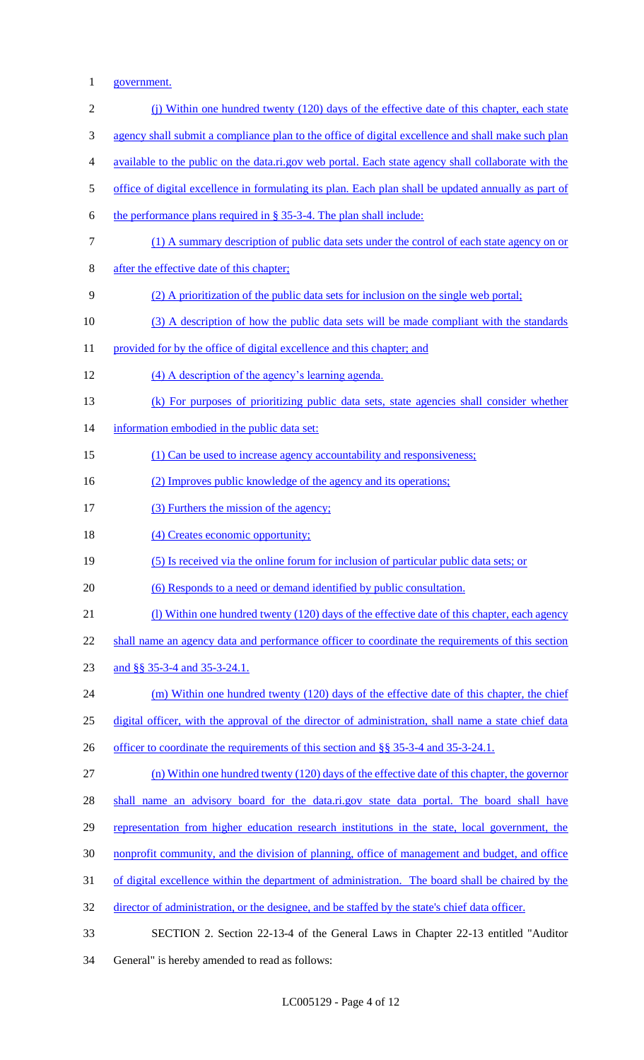government.

(j) Within one hundred twenty (120) days of the effective date of this chapter, each state agency shall submit a compliance plan to the office of digital excellence and shall make such plan available to the public on the data.ri.gov web portal. Each state agency shall collaborate with the office of digital excellence in formulating its plan. Each plan shall be updated annually as part of the performance plans required in § 35-3-4. The plan shall include:

(1) A summary description of public data sets under the control of each state agency on or after the effective date of this chapter;

(2) A prioritization of the public data sets for inclusion on the single web portal;

(3) A description of how the public data sets will be made compliant with the standards provided for by the office of digital excellence and this chapter; and

(4) A description of the agency's learning agenda.

(k) For purposes of prioritizing public data sets, state agencies shall consider whether information embodied in the public data set:

(1) Can be used to increase agency accountability and responsiveness;

(2) Improves public knowledge of the agency and its operations;

(3) Furthers the mission of the agency;

(4) Creates economic opportunity;

(5) Is received via the online forum for inclusion of particular public data sets; or

(6) Responds to a need or demand identified by public consultation.

(l) Within one hundred twenty (120) days of the effective date of this chapter, each agency shall name an agency data and performance officer to coordinate the requirements of this section and §§ 35-3-4 and 35-3-24.1.

(m) Within one hundred twenty (120) days of the effective date of this chapter, the chief digital officer, with the approval of the director of administration, shall name a state chief data officer to coordinate the requirements of this section and §§ 35-3-4 and 35-3-24.1.

(n) Within one hundred twenty (120) days of the effective date of this chapter, the governor shall name an advisory board for the data.ri.gov state data portal. The board shall have representation from higher education research institutions in the state, local government, the nonprofit community, and the division of planning, office of management and budget, and office of digital excellence within the department of administration. The board shall be chaired by the director of administration, or the designee, and be staffed by the state's chief data officer.

SECTION 2. Section 22-13-4 of the General Laws in Chapter 22-13 entitled "Auditor General" is hereby amended to read as follows: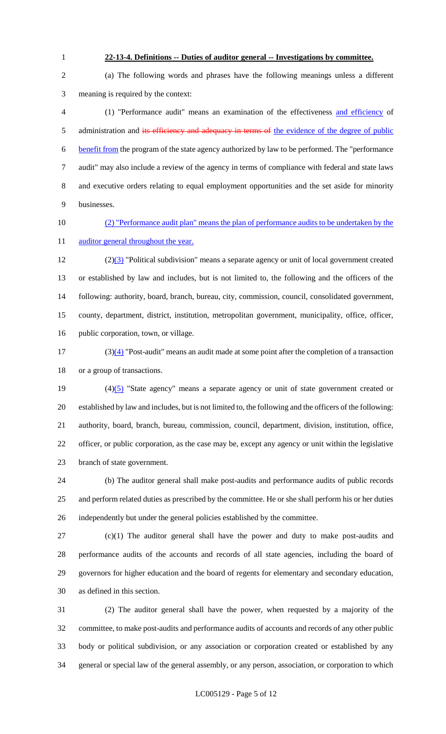**22-13-4. Definitions -- Duties of auditor general -- Investigations by committee.**

(a) The following words and phrases have the following meanings unless a different meaning is required by the context:

(1) "Performance audit" means an examination of the effectiveness and efficiency of administration and ~~its efficiency and adequacy in terms of~~ the evidence of the degree of public benefit from the program of the state agency authorized by law to be performed. The "performance audit" may also include a review of the agency in terms of compliance with federal and state laws and executive orders relating to equal employment opportunities and the set aside for minority businesses.

(2) "Performance audit plan" means the plan of performance audits to be undertaken by the auditor general throughout the year.

~~(2)~~(3) "Political subdivision" means a separate agency or unit of local government created or established by law and includes, but is not limited to, the following and the officers of the following: authority, board, branch, bureau, city, commission, council, consolidated government, county, department, district, institution, metropolitan government, municipality, office, officer, public corporation, town, or village.

~~(3)~~(4) "Post-audit" means an audit made at some point after the completion of a transaction or a group of transactions.

~~(4)~~(5) "State agency" means a separate agency or unit of state government created or established by law and includes, but is not limited to, the following and the officers of the following: authority, board, branch, bureau, commission, council, department, division, institution, office, officer, or public corporation, as the case may be, except any agency or unit within the legislative branch of state government.

(b) The auditor general shall make post-audits and performance audits of public records and perform related duties as prescribed by the committee. He or she shall perform his or her duties independently but under the general policies established by the committee.

(c)(1) The auditor general shall have the power and duty to make post-audits and performance audits of the accounts and records of all state agencies, including the board of governors for higher education and the board of regents for elementary and secondary education, as defined in this section.

(2) The auditor general shall have the power, when requested by a majority of the committee, to make post-audits and performance audits of accounts and records of any other public body or political subdivision, or any association or corporation created or established by any general or special law of the general assembly, or any person, association, or corporation to which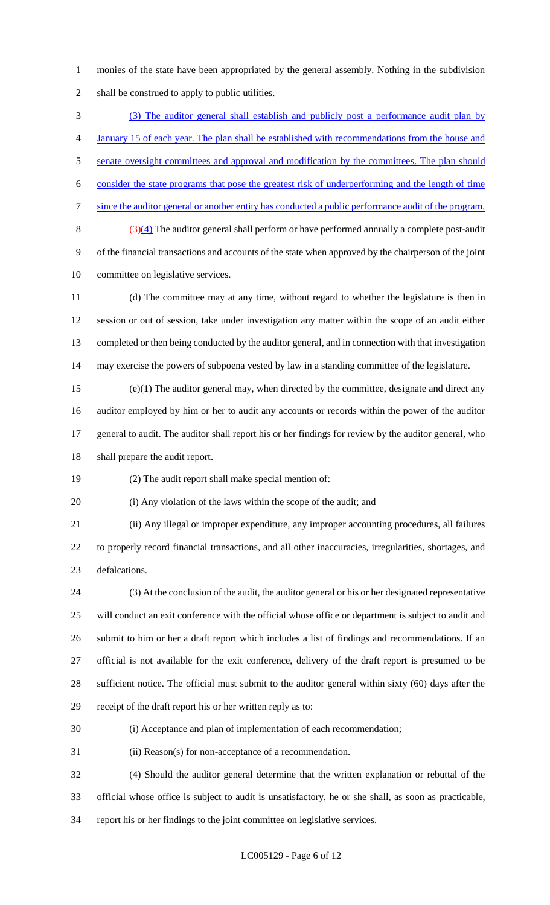monies of the state have been appropriated by the general assembly. Nothing in the subdivision shall be construed to apply to public utilities.

(3) The auditor general shall establish and publicly post a performance audit plan by January 15 of each year. The plan shall be established with recommendations from the house and senate oversight committees and approval and modification by the committees. The plan should consider the state programs that pose the greatest risk of underperforming and the length of time since the auditor general or another entity has conducted a public performance audit of the program.

~~(3)~~(4) The auditor general shall perform or have performed annually a complete post-audit of the financial transactions and accounts of the state when approved by the chairperson of the joint committee on legislative services.

(d) The committee may at any time, without regard to whether the legislature is then in session or out of session, take under investigation any matter within the scope of an audit either completed or then being conducted by the auditor general, and in connection with that investigation may exercise the powers of subpoena vested by law in a standing committee of the legislature.

(e)(1) The auditor general may, when directed by the committee, designate and direct any auditor employed by him or her to audit any accounts or records within the power of the auditor general to audit. The auditor shall report his or her findings for review by the auditor general, who shall prepare the audit report.

(2) The audit report shall make special mention of:

(i) Any violation of the laws within the scope of the audit; and

(ii) Any illegal or improper expenditure, any improper accounting procedures, all failures to properly record financial transactions, and all other inaccuracies, irregularities, shortages, and defalcations.

(3) At the conclusion of the audit, the auditor general or his or her designated representative will conduct an exit conference with the official whose office or department is subject to audit and submit to him or her a draft report which includes a list of findings and recommendations. If an official is not available for the exit conference, delivery of the draft report is presumed to be sufficient notice. The official must submit to the auditor general within sixty (60) days after the receipt of the draft report his or her written reply as to:

(i) Acceptance and plan of implementation of each recommendation;

(ii) Reason(s) for non-acceptance of a recommendation.

(4) Should the auditor general determine that the written explanation or rebuttal of the official whose office is subject to audit is unsatisfactory, he or she shall, as soon as practicable, report his or her findings to the joint committee on legislative services.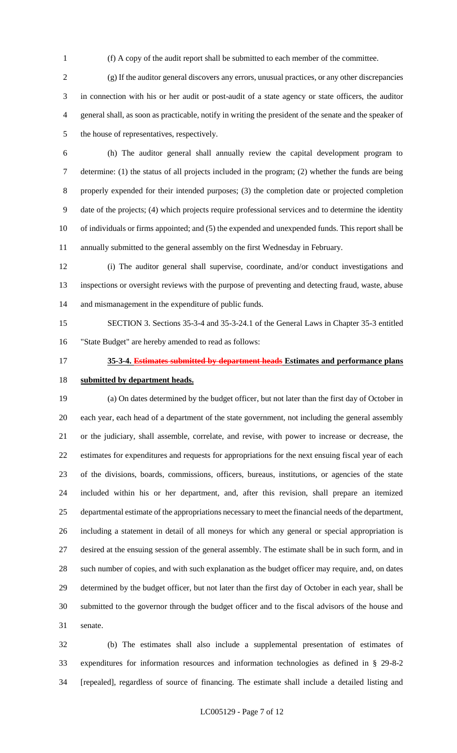(f) A copy of the audit report shall be submitted to each member of the committee.

(g) If the auditor general discovers any errors, unusual practices, or any other discrepancies in connection with his or her audit or post-audit of a state agency or state officers, the auditor general shall, as soon as practicable, notify in writing the president of the senate and the speaker of the house of representatives, respectively.

(h) The auditor general shall annually review the capital development program to determine: (1) the status of all projects included in the program; (2) whether the funds are being properly expended for their intended purposes; (3) the completion date or projected completion date of the projects; (4) which projects require professional services and to determine the identity of individuals or firms appointed; and (5) the expended and unexpended funds. This report shall be annually submitted to the general assembly on the first Wednesday in February.

(i) The auditor general shall supervise, coordinate, and/or conduct investigations and inspections or oversight reviews with the purpose of preventing and detecting fraud, waste, abuse and mismanagement in the expenditure of public funds.

SECTION 3. Sections 35-3-4 and 35-3-24.1 of the General Laws in Chapter 35-3 entitled "State Budget" are hereby amended to read as follows:

**35-3-4. ~~Estimates submitted by department heads~~ Estimates and performance plans submitted by department heads.**

(a) On dates determined by the budget officer, but not later than the first day of October in each year, each head of a department of the state government, not including the general assembly or the judiciary, shall assemble, correlate, and revise, with power to increase or decrease, the estimates for expenditures and requests for appropriations for the next ensuing fiscal year of each of the divisions, boards, commissions, officers, bureaus, institutions, or agencies of the state included within his or her department, and, after this revision, shall prepare an itemized departmental estimate of the appropriations necessary to meet the financial needs of the department, including a statement in detail of all moneys for which any general or special appropriation is desired at the ensuing session of the general assembly. The estimate shall be in such form, and in such number of copies, and with such explanation as the budget officer may require, and, on dates determined by the budget officer, but not later than the first day of October in each year, shall be submitted to the governor through the budget officer and to the fiscal advisors of the house and senate.

(b) The estimates shall also include a supplemental presentation of estimates of expenditures for information resources and information technologies as defined in § 29-8-2 [repealed], regardless of source of financing. The estimate shall include a detailed listing and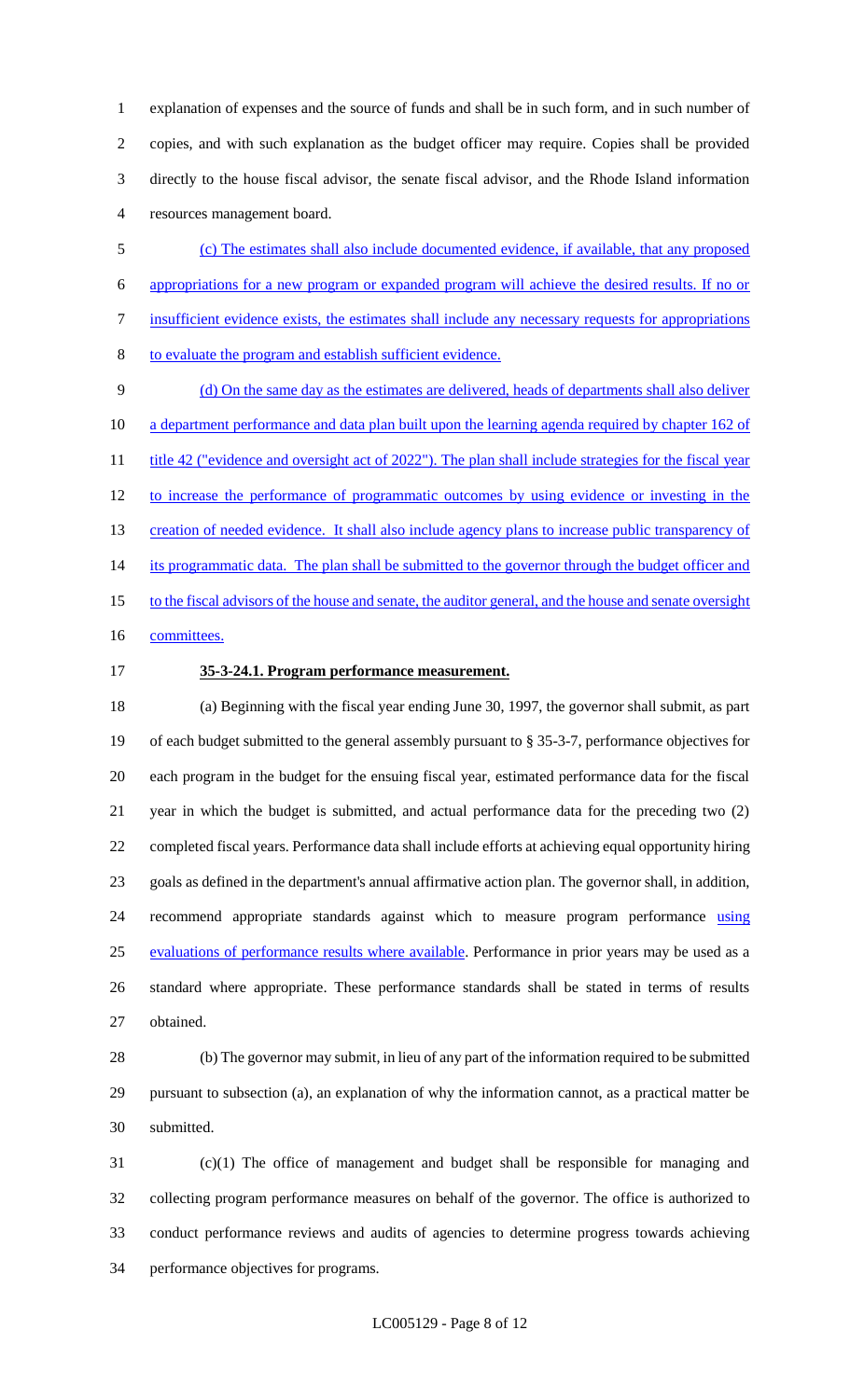explanation of expenses and the source of funds and shall be in such form, and in such number of copies, and with such explanation as the budget officer may require. Copies shall be provided directly to the house fiscal advisor, the senate fiscal advisor, and the Rhode Island information resources management board.

<u>(c) The estimates shall also include documented evidence, if available, that any proposed appropriations for a new program or expanded program will achieve the desired results. If no or insufficient evidence exists, the estimates shall include any necessary requests for appropriations to evaluate the program and establish sufficient evidence.</u>

<u>(d) On the same day as the estimates are delivered, heads of departments shall also deliver a department performance and data plan built upon the learning agenda required by chapter 162 of title 42 ("evidence and oversight act of 2022"). The plan shall include strategies for the fiscal year to increase the performance of programmatic outcomes by using evidence or investing in the creation of needed evidence. It shall also include agency plans to increase public transparency of its programmatic data. The plan shall be submitted to the governor through the budget officer and to the fiscal advisors of the house and senate, the auditor general, and the house and senate oversight committees.</u>

**35-3-24.1. Program performance measurement.**

(a) Beginning with the fiscal year ending June 30, 1997, the governor shall submit, as part of each budget submitted to the general assembly pursuant to § 35-3-7, performance objectives for each program in the budget for the ensuing fiscal year, estimated performance data for the fiscal year in which the budget is submitted, and actual performance data for the preceding two (2) completed fiscal years. Performance data shall include efforts at achieving equal opportunity hiring goals as defined in the department's annual affirmative action plan. The governor shall, in addition, recommend appropriate standards against which to measure program performance <u>using evaluations of performance results where available</u>. Performance in prior years may be used as a standard where appropriate. These performance standards shall be stated in terms of results obtained.

(b) The governor may submit, in lieu of any part of the information required to be submitted pursuant to subsection (a), an explanation of why the information cannot, as a practical matter be submitted.

(c)(1) The office of management and budget shall be responsible for managing and collecting program performance measures on behalf of the governor. The office is authorized to conduct performance reviews and audits of agencies to determine progress towards achieving performance objectives for programs.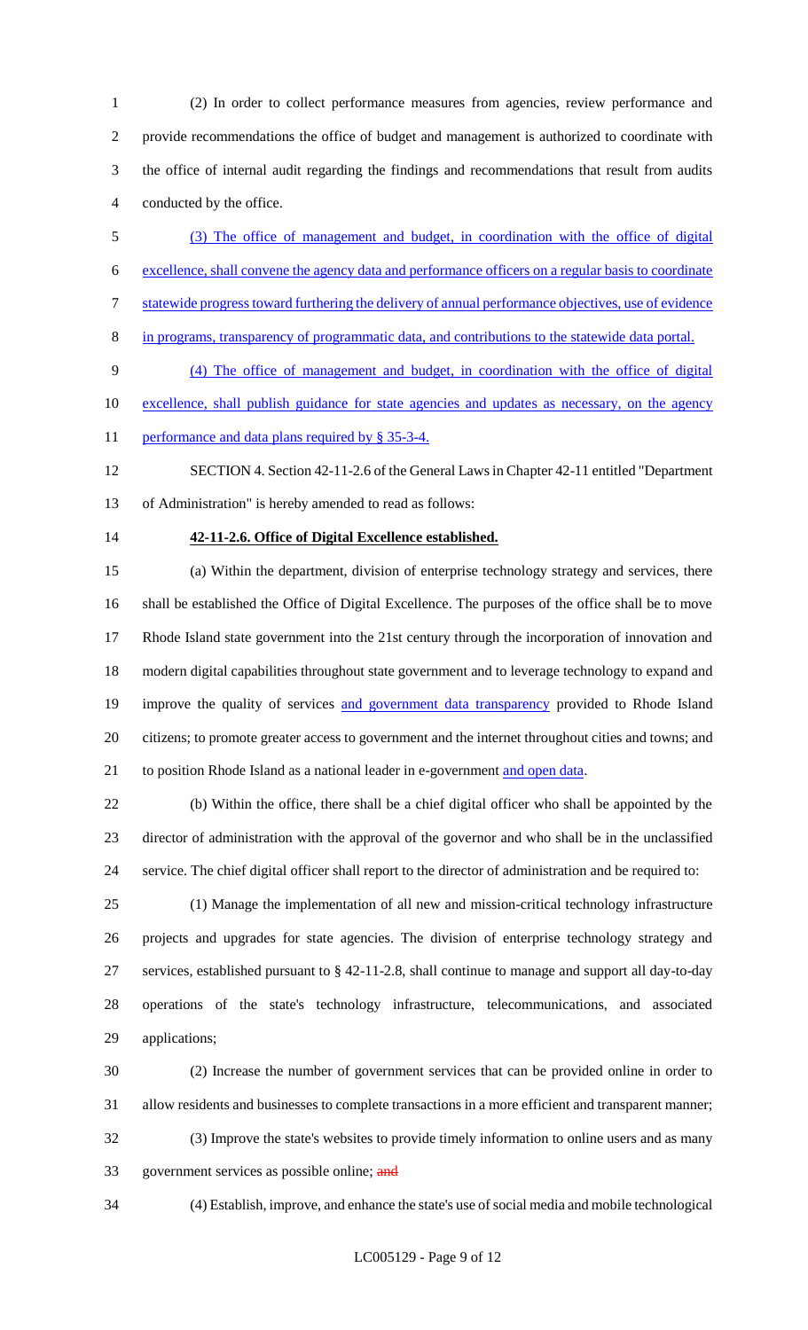(2) In order to collect performance measures from agencies, review performance and provide recommendations the office of budget and management is authorized to coordinate with the office of internal audit regarding the findings and recommendations that result from audits conducted by the office.

(3) The office of management and budget, in coordination with the office of digital excellence, shall convene the agency data and performance officers on a regular basis to coordinate statewide progress toward furthering the delivery of annual performance objectives, use of evidence in programs, transparency of programmatic data, and contributions to the statewide data portal.

(4) The office of management and budget, in coordination with the office of digital excellence, shall publish guidance for state agencies and updates as necessary, on the agency performance and data plans required by § 35-3-4.

SECTION 4. Section 42-11-2.6 of the General Laws in Chapter 42-11 entitled "Department of Administration" is hereby amended to read as follows:

**42-11-2.6. Office of Digital Excellence established.**

(a) Within the department, division of enterprise technology strategy and services, there shall be established the Office of Digital Excellence. The purposes of the office shall be to move Rhode Island state government into the 21st century through the incorporation of innovation and modern digital capabilities throughout state government and to leverage technology to expand and improve the quality of services and government data transparency provided to Rhode Island citizens; to promote greater access to government and the internet throughout cities and towns; and to position Rhode Island as a national leader in e-government and open data.

(b) Within the office, there shall be a chief digital officer who shall be appointed by the director of administration with the approval of the governor and who shall be in the unclassified service. The chief digital officer shall report to the director of administration and be required to:

(1) Manage the implementation of all new and mission-critical technology infrastructure projects and upgrades for state agencies. The division of enterprise technology strategy and services, established pursuant to § 42-11-2.8, shall continue to manage and support all day-to-day operations of the state's technology infrastructure, telecommunications, and associated applications;

(2) Increase the number of government services that can be provided online in order to allow residents and businesses to complete transactions in a more efficient and transparent manner;

(3) Improve the state's websites to provide timely information to online users and as many government services as possible online; and

(4) Establish, improve, and enhance the state's use of social media and mobile technological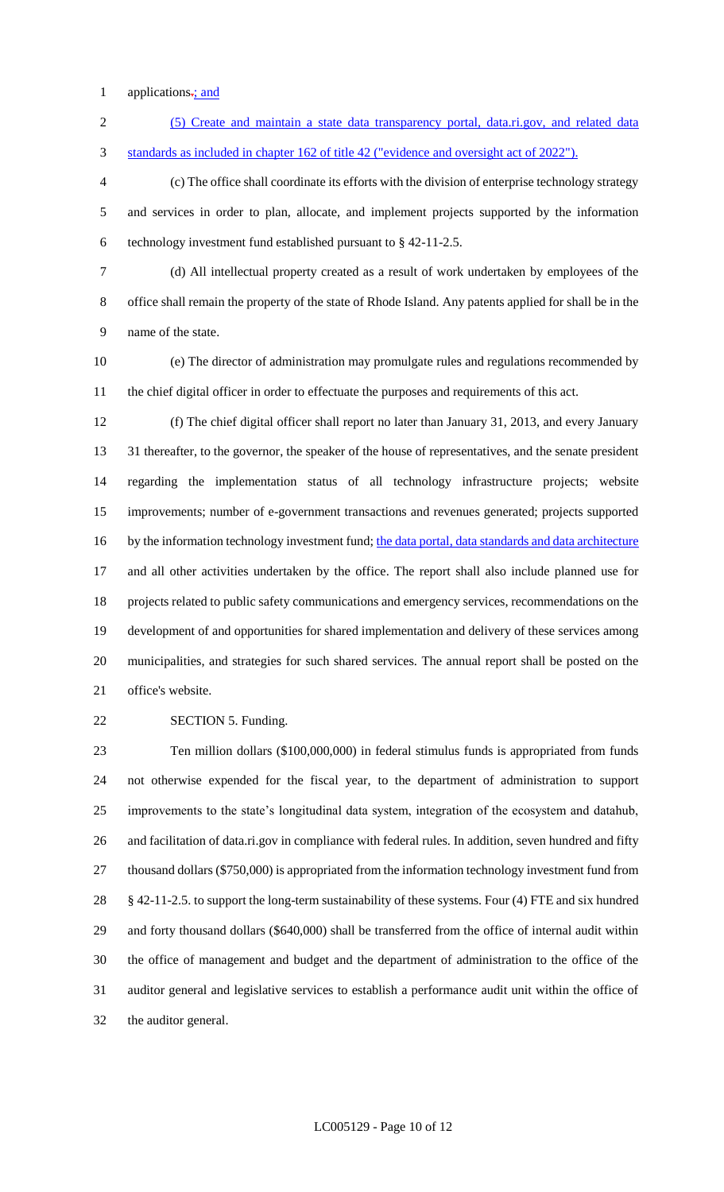applications.; and

(5) Create and maintain a state data transparency portal, data.ri.gov, and related data standards as included in chapter 162 of title 42 ("evidence and oversight act of 2022").

(c) The office shall coordinate its efforts with the division of enterprise technology strategy and services in order to plan, allocate, and implement projects supported by the information technology investment fund established pursuant to § 42-11-2.5.

(d) All intellectual property created as a result of work undertaken by employees of the office shall remain the property of the state of Rhode Island. Any patents applied for shall be in the name of the state.

(e) The director of administration may promulgate rules and regulations recommended by the chief digital officer in order to effectuate the purposes and requirements of this act.

(f) The chief digital officer shall report no later than January 31, 2013, and every January 31 thereafter, to the governor, the speaker of the house of representatives, and the senate president regarding the implementation status of all technology infrastructure projects; website improvements; number of e-government transactions and revenues generated; projects supported by the information technology investment fund; the data portal, data standards and data architecture and all other activities undertaken by the office. The report shall also include planned use for projects related to public safety communications and emergency services, recommendations on the development of and opportunities for shared implementation and delivery of these services among municipalities, and strategies for such shared services. The annual report shall be posted on the office's website.

SECTION 5. Funding.

Ten million dollars ($100,000,000) in federal stimulus funds is appropriated from funds not otherwise expended for the fiscal year, to the department of administration to support improvements to the state's longitudinal data system, integration of the ecosystem and datahub, and facilitation of data.ri.gov in compliance with federal rules. In addition, seven hundred and fifty thousand dollars ($750,000) is appropriated from the information technology investment fund from § 42-11-2.5. to support the long-term sustainability of these systems. Four (4) FTE and six hundred and forty thousand dollars ($640,000) shall be transferred from the office of internal audit within the office of management and budget and the department of administration to the office of the auditor general and legislative services to establish a performance audit unit within the office of the auditor general.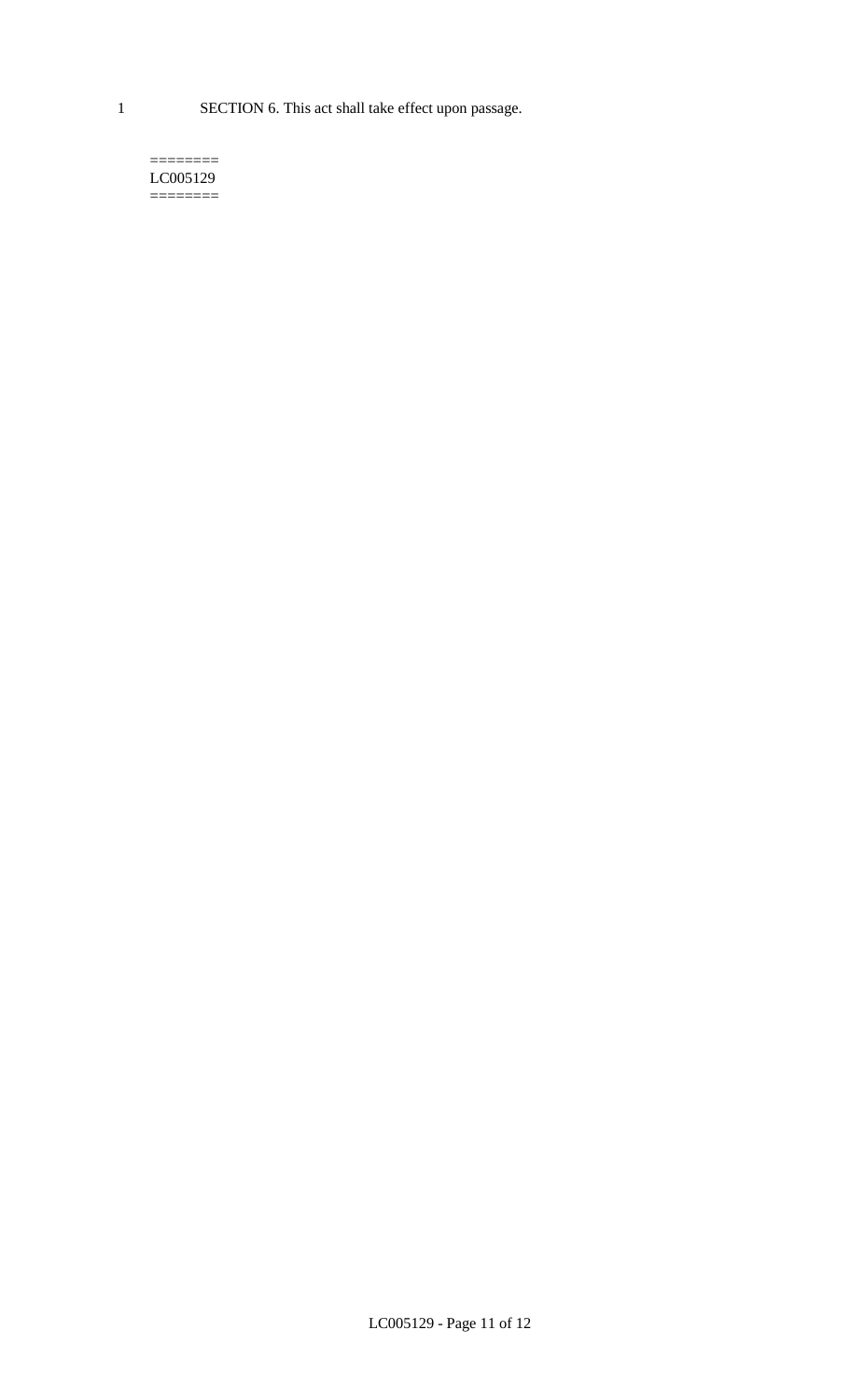SECTION 6. This act shall take effect upon passage.

========
LC005129
========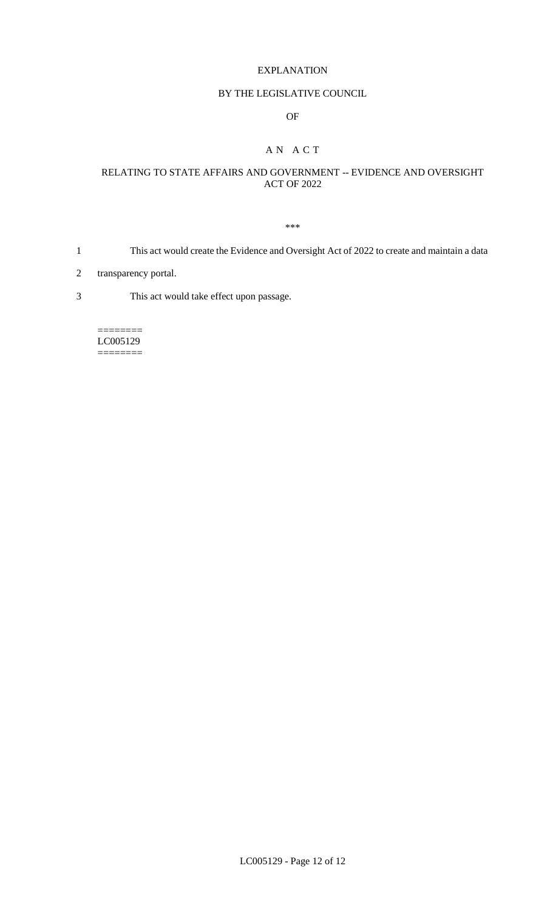EXPLANATION

BY THE LEGISLATIVE COUNCIL

OF

A N A C T

RELATING TO STATE AFFAIRS AND GOVERNMENT -- EVIDENCE AND OVERSIGHT ACT OF 2022

\*\*\*

1 This act would create the Evidence and Oversight Act of 2022 to create and maintain a data

2 transparency portal.

3 This act would take effect upon passage.

========
LC005129
========